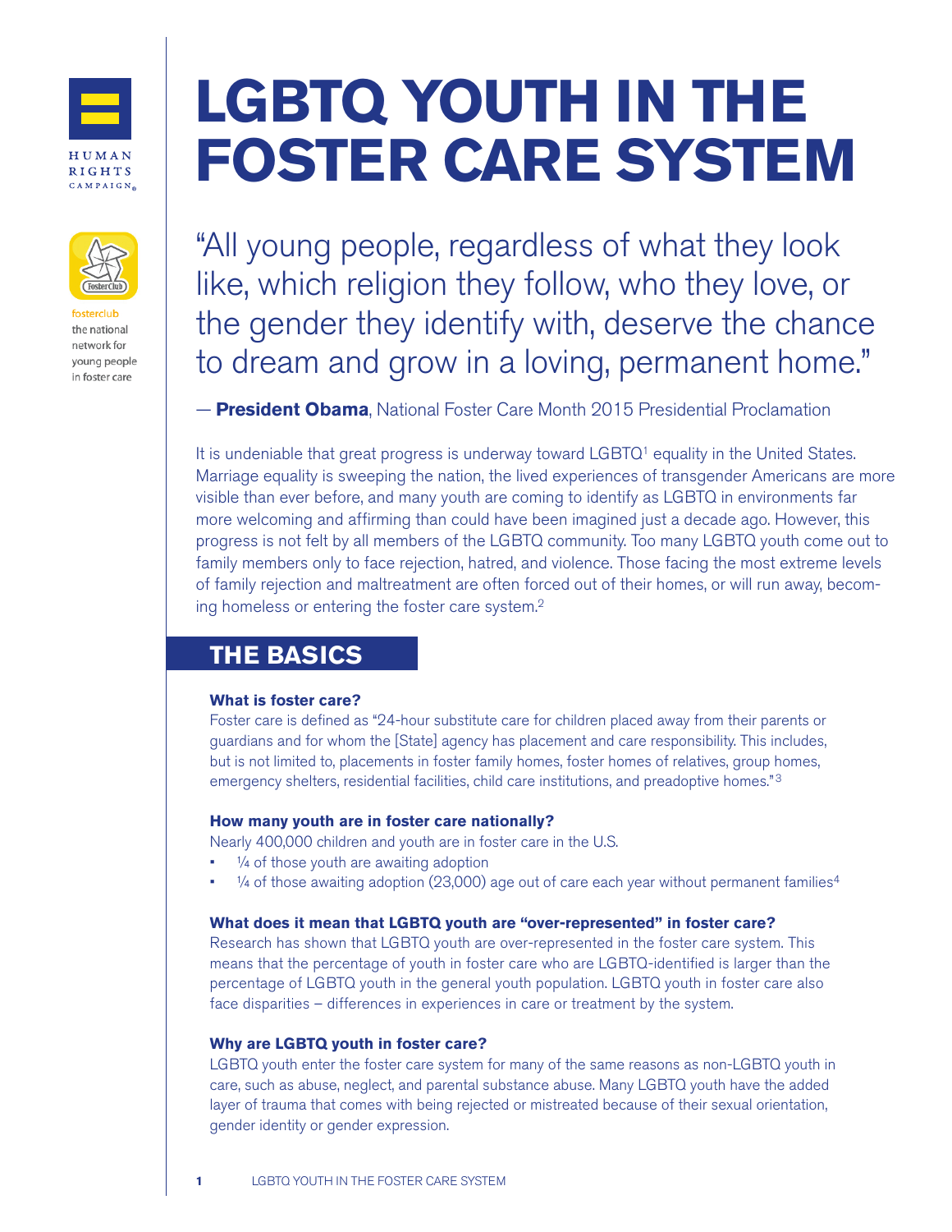HUMAN RIGHTS CAMPAIGN

fosterclub
the national network for young people in foster care

# LGBTQ YOUTH IN THE FOSTER CARE SYSTEM

"All young people, regardless of what they look like, which religion they follow, who they love, or the gender they identify with, deserve the chance to dream and grow in a loving, permanent home."

— **President Obama**, National Foster Care Month 2015 Presidential Proclamation

It is undeniable that great progress is underway toward LGBTQ[1] equality in the United States. Marriage equality is sweeping the nation, the lived experiences of transgender Americans are more visible than ever before, and many youth are coming to identify as LGBTQ in environments far more welcoming and affirming than could have been imagined just a decade ago. However, this progress is not felt by all members of the LGBTQ community. Too many LGBTQ youth come out to family members only to face rejection, hatred, and violence. Those facing the most extreme levels of family rejection and maltreatment are often forced out of their homes, or will run away, becoming homeless or entering the foster care system.[2]

## THE BASICS

### What is foster care?

Foster care is defined as "24-hour substitute care for children placed away from their parents or guardians and for whom the [State] agency has placement and care responsibility. This includes, but is not limited to, placements in foster family homes, foster homes of relatives, group homes, emergency shelters, residential facilities, child care institutions, and preadoptive homes."[3]

### How many youth are in foster care nationally?

Nearly 400,000 children and youth are in foster care in the U.S.

- ¼ of those youth are awaiting adoption
- ¼ of those awaiting adoption (23,000) age out of care each year without permanent families[4]

### What does it mean that LGBTQ youth are "over-represented" in foster care?

Research has shown that LGBTQ youth are over-represented in the foster care system. This means that the percentage of youth in foster care who are LGBTQ-identified is larger than the percentage of LGBTQ youth in the general youth population. LGBTQ youth in foster care also face disparities – differences in experiences in care or treatment by the system.

### Why are LGBTQ youth in foster care?

LGBTQ youth enter the foster care system for many of the same reasons as non-LGBTQ youth in care, such as abuse, neglect, and parental substance abuse. Many LGBTQ youth have the added layer of trauma that comes with being rejected or mistreated because of their sexual orientation, gender identity or gender expression.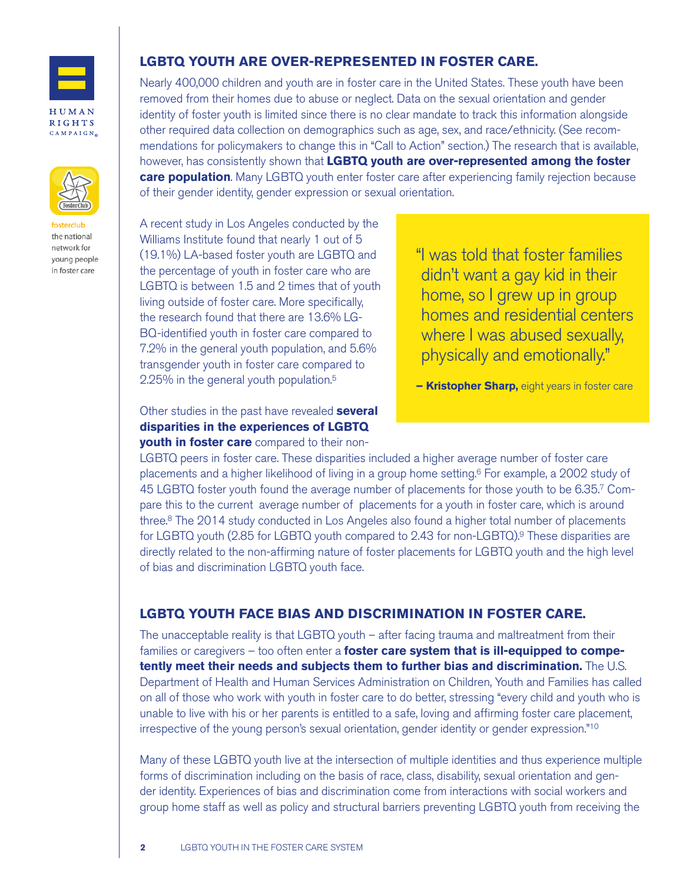## LGBTQ YOUTH ARE OVER-REPRESENTED IN FOSTER CARE.

Nearly 400,000 children and youth are in foster care in the United States. These youth have been removed from their homes due to abuse or neglect. Data on the sexual orientation and gender identity of foster youth is limited since there is no clear mandate to track this information alongside other required data collection on demographics such as age, sex, and race/ethnicity. (See recommendations for policymakers to change this in "Call to Action" section.) The research that is available, however, has consistently shown that **LGBTQ youth are over-represented among the foster care population**. Many LGBTQ youth enter foster care after experiencing family rejection because of their gender identity, gender expression or sexual orientation.

A recent study in Los Angeles conducted by the Williams Institute found that nearly 1 out of 5 (19.1%) LA-based foster youth are LGBTQ and the percentage of youth in foster care who are LGBTQ is between 1.5 and 2 times that of youth living outside of foster care. More specifically, the research found that there are 13.6% LGBQ-identified youth in foster care compared to 7.2% in the general youth population, and 5.6% transgender youth in foster care compared to 2.25% in the general youth population.[5]

> "I was told that foster families didn't want a gay kid in their home, so I grew up in group homes and residential centers where I was abused sexually, physically and emotionally."
>
> **– Kristopher Sharp,** eight years in foster care

Other studies in the past have revealed **several disparities in the experiences of LGBTQ youth in foster care** compared to their non-LGBTQ peers in foster care. These disparities included a higher average number of foster care placements and a higher likelihood of living in a group home setting.[6] For example, a 2002 study of 45 LGBTQ foster youth found the average number of placements for those youth to be 6.35.[7] Compare this to the current average number of placements for a youth in foster care, which is around three.[8] The 2014 study conducted in Los Angeles also found a higher total number of placements for LGBTQ youth (2.85 for LGBTQ youth compared to 2.43 for non-LGBTQ).[9] These disparities are directly related to the non-affirming nature of foster placements for LGBTQ youth and the high level of bias and discrimination LGBTQ youth face.

## LGBTQ YOUTH FACE BIAS AND DISCRIMINATION IN FOSTER CARE.

The unacceptable reality is that LGBTQ youth – after facing trauma and maltreatment from their families or caregivers – too often enter a **foster care system that is ill-equipped to competently meet their needs and subjects them to further bias and discrimination.** The U.S. Department of Health and Human Services Administration on Children, Youth and Families has called on all of those who work with youth in foster care to do better, stressing "every child and youth who is unable to live with his or her parents is entitled to a safe, loving and affirming foster care placement, irrespective of the young person's sexual orientation, gender identity or gender expression."[10]

Many of these LGBTQ youth live at the intersection of multiple identities and thus experience multiple forms of discrimination including on the basis of race, class, disability, sexual orientation and gender identity. Experiences of bias and discrimination come from interactions with social workers and group home staff as well as policy and structural barriers preventing LGBTQ youth from receiving the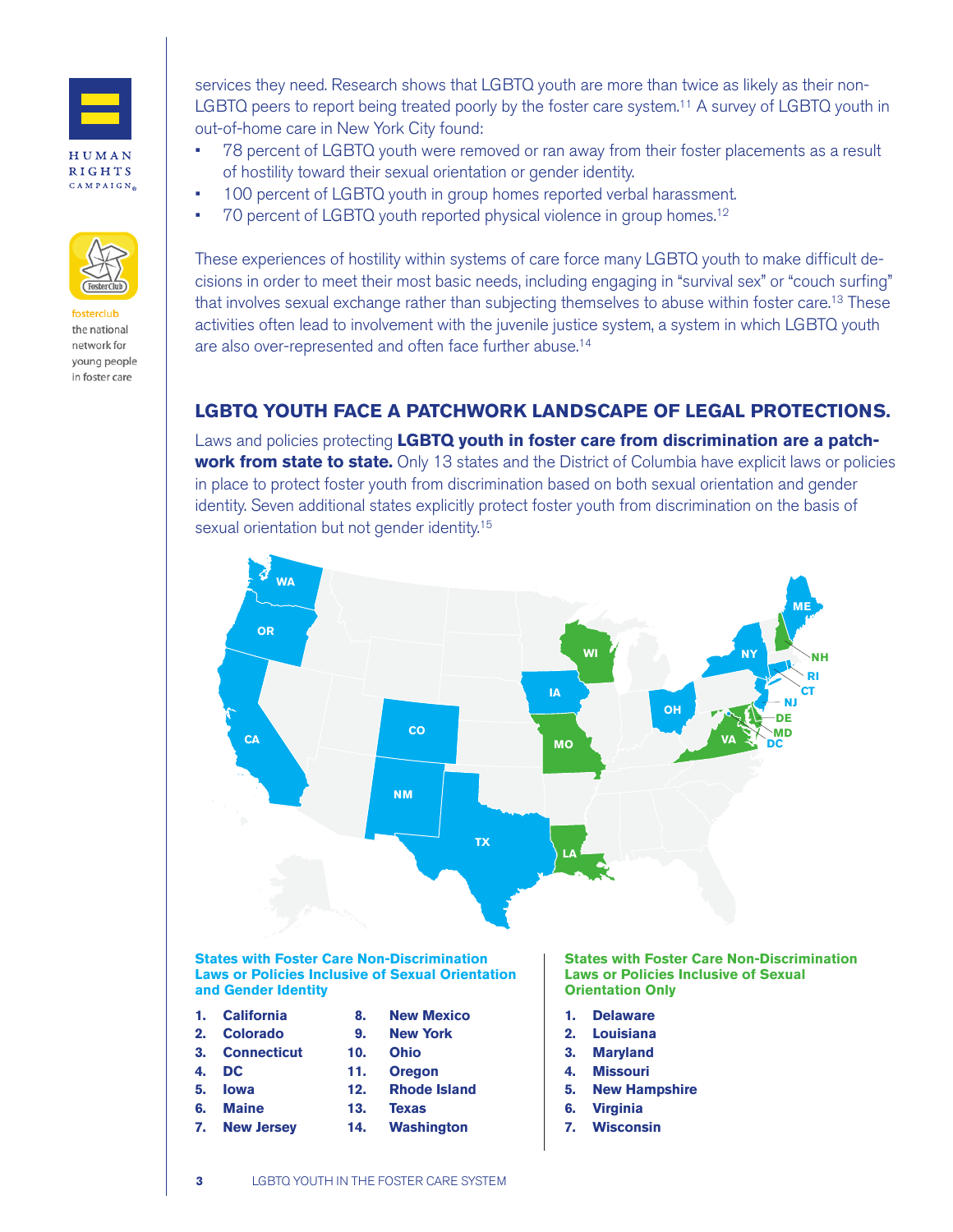services they need. Research shows that LGBTQ youth are more than twice as likely as their non-LGBTQ peers to report being treated poorly by the foster care system.[11] A survey of LGBTQ youth in out-of-home care in New York City found:

- 78 percent of LGBTQ youth were removed or ran away from their foster placements as a result of hostility toward their sexual orientation or gender identity.
- 100 percent of LGBTQ youth in group homes reported verbal harassment.
- 70 percent of LGBTQ youth reported physical violence in group homes.[12]

These experiences of hostility within systems of care force many LGBTQ youth to make difficult decisions in order to meet their most basic needs, including engaging in "survival sex" or "couch surfing" that involves sexual exchange rather than subjecting themselves to abuse within foster care.[13] These activities often lead to involvement with the juvenile justice system, a system in which LGBTQ youth are also over-represented and often face further abuse.[14]

## LGBTQ YOUTH FACE A PATCHWORK LANDSCAPE OF LEGAL PROTECTIONS.

Laws and policies protecting **LGBTQ youth in foster care from discrimination are a patchwork from state to state.** Only 13 states and the District of Columbia have explicit laws or policies in place to protect foster youth from discrimination based on both sexual orientation and gender identity. Seven additional states explicitly protect foster youth from discrimination on the basis of sexual orientation but not gender identity.[15]

**States with Foster Care Non-Discrimination Laws or Policies Inclusive of Sexual Orientation and Gender Identity**

1. California
2. Colorado
3. Connecticut
4. DC
5. Iowa
6. Maine
7. New Jersey
8. New Mexico
9. New York
10. Ohio
11. Oregon
12. Rhode Island
13. Texas
14. Washington

**States with Foster Care Non-Discrimination Laws or Policies Inclusive of Sexual Orientation Only**

1. Delaware
2. Louisiana
3. Maryland
4. Missouri
5. New Hampshire
6. Virginia
7. Wisconsin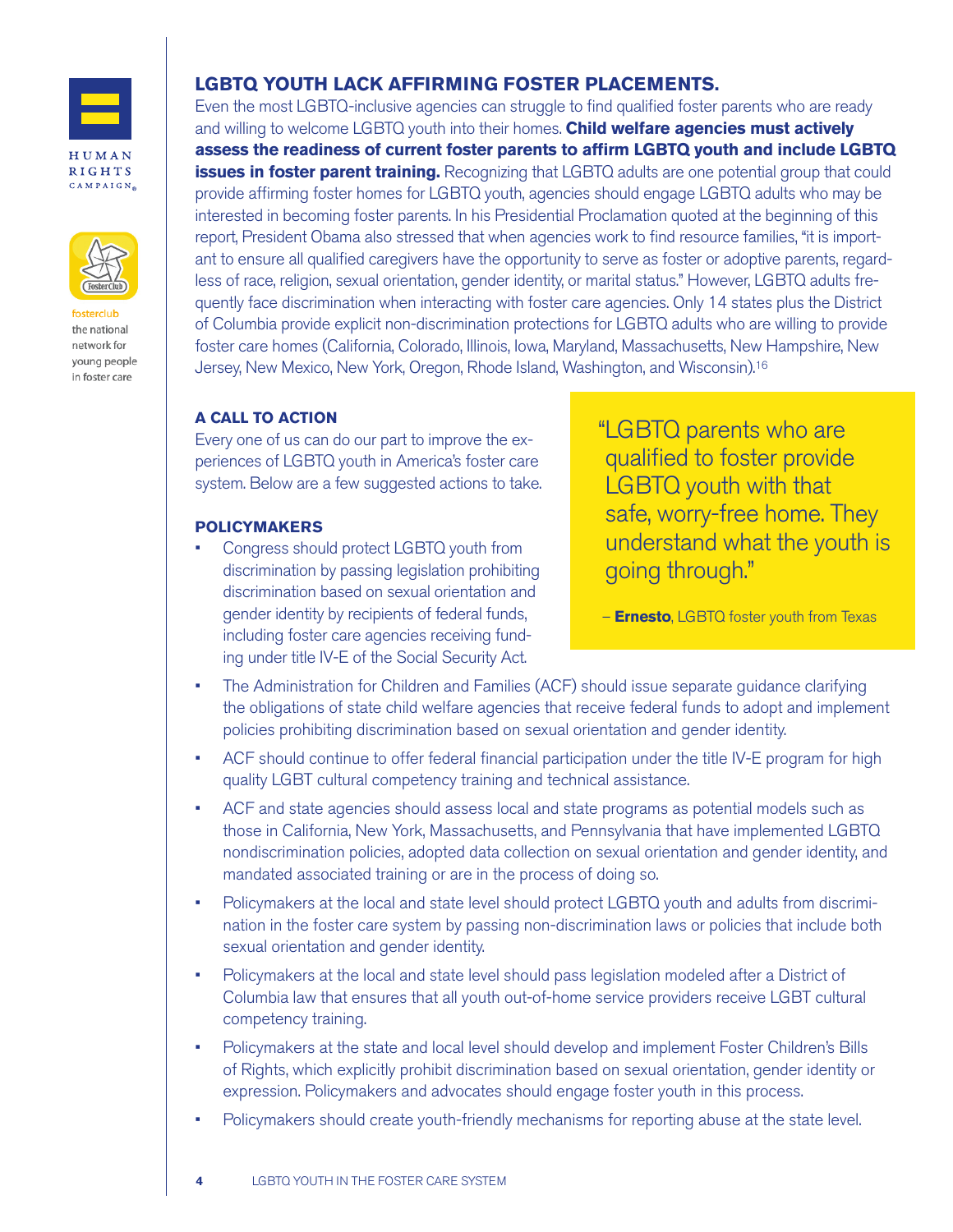## LGBTQ YOUTH LACK AFFIRMING FOSTER PLACEMENTS.

Even the most LGBTQ-inclusive agencies can struggle to find qualified foster parents who are ready and willing to welcome LGBTQ youth into their homes. **Child welfare agencies must actively assess the readiness of current foster parents to affirm LGBTQ youth and include LGBTQ issues in foster parent training.** Recognizing that LGBTQ adults are one potential group that could provide affirming foster homes for LGBTQ youth, agencies should engage LGBTQ adults who may be interested in becoming foster parents. In his Presidential Proclamation quoted at the beginning of this report, President Obama also stressed that when agencies work to find resource families, "it is important to ensure all qualified caregivers have the opportunity to serve as foster or adoptive parents, regardless of race, religion, sexual orientation, gender identity, or marital status." However, LGBTQ adults frequently face discrimination when interacting with foster care agencies. Only 14 states plus the District of Columbia provide explicit non-discrimination protections for LGBTQ adults who are willing to provide foster care homes (California, Colorado, Illinois, Iowa, Maryland, Massachusetts, New Hampshire, New Jersey, New Mexico, New York, Oregon, Rhode Island, Washington, and Wisconsin).[16]

### A CALL TO ACTION

Every one of us can do our part to improve the experiences of LGBTQ youth in America's foster care system. Below are a few suggested actions to take.

> "LGBTQ parents who are qualified to foster provide LGBTQ youth with that safe, worry-free home. They understand what the youth is going through."
>
> – **Ernesto**, LGBTQ foster youth from Texas

### POLICYMAKERS

- Congress should protect LGBTQ youth from discrimination by passing legislation prohibiting discrimination based on sexual orientation and gender identity by recipients of federal funds, including foster care agencies receiving funding under title IV-E of the Social Security Act.
- The Administration for Children and Families (ACF) should issue separate guidance clarifying the obligations of state child welfare agencies that receive federal funds to adopt and implement policies prohibiting discrimination based on sexual orientation and gender identity.
- ACF should continue to offer federal financial participation under the title IV-E program for high quality LGBT cultural competency training and technical assistance.
- ACF and state agencies should assess local and state programs as potential models such as those in California, New York, Massachusetts, and Pennsylvania that have implemented LGBTQ nondiscrimination policies, adopted data collection on sexual orientation and gender identity, and mandated associated training or are in the process of doing so.
- Policymakers at the local and state level should protect LGBTQ youth and adults from discrimination in the foster care system by passing non-discrimination laws or policies that include both sexual orientation and gender identity.
- Policymakers at the local and state level should pass legislation modeled after a District of Columbia law that ensures that all youth out-of-home service providers receive LGBT cultural competency training.
- Policymakers at the state and local level should develop and implement Foster Children's Bills of Rights, which explicitly prohibit discrimination based on sexual orientation, gender identity or expression. Policymakers and advocates should engage foster youth in this process.
- Policymakers should create youth-friendly mechanisms for reporting abuse at the state level.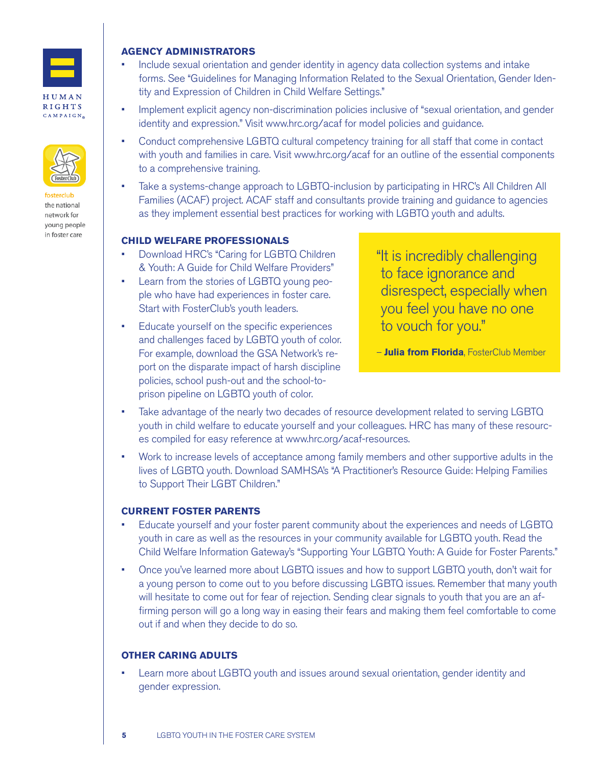## AGENCY ADMINISTRATORS

- Include sexual orientation and gender identity in agency data collection systems and intake forms. See "Guidelines for Managing Information Related to the Sexual Orientation, Gender Identity and Expression of Children in Child Welfare Settings."
- Implement explicit agency non-discrimination policies inclusive of "sexual orientation, and gender identity and expression." Visit www.hrc.org/acaf for model policies and guidance.
- Conduct comprehensive LGBTQ cultural competency training for all staff that come in contact with youth and families in care. Visit www.hrc.org/acaf for an outline of the essential components to a comprehensive training.
- Take a systems-change approach to LGBTQ-inclusion by participating in HRC's All Children All Families (ACAF) project. ACAF staff and consultants provide training and guidance to agencies as they implement essential best practices for working with LGBTQ youth and adults.

## CHILD WELFARE PROFESSIONALS

- Download HRC's "Caring for LGBTQ Children & Youth: A Guide for Child Welfare Providers"
- Learn from the stories of LGBTQ young people who have had experiences in foster care. Start with FosterClub's youth leaders.
- Educate yourself on the specific experiences and challenges faced by LGBTQ youth of color. For example, download the GSA Network's report on the disparate impact of harsh discipline policies, school push-out and the school-to-prison pipeline on LGBTQ youth of color.
- Take advantage of the nearly two decades of resource development related to serving LGBTQ youth in child welfare to educate yourself and your colleagues. HRC has many of these resources compiled for easy reference at www.hrc.org/acaf-resources.
- Work to increase levels of acceptance among family members and other supportive adults in the lives of LGBTQ youth. Download SAMHSA's "A Practitioner's Resource Guide: Helping Families to Support Their LGBT Children."

> "It is incredibly challenging to face ignorance and disrespect, especially when you feel you have no one to vouch for you."
>
> – **Julia from Florida**, FosterClub Member

## CURRENT FOSTER PARENTS

- Educate yourself and your foster parent community about the experiences and needs of LGBTQ youth in care as well as the resources in your community available for LGBTQ youth. Read the Child Welfare Information Gateway's "Supporting Your LGBTQ Youth: A Guide for Foster Parents."
- Once you've learned more about LGBTQ issues and how to support LGBTQ youth, don't wait for a young person to come out to you before discussing LGBTQ issues. Remember that many youth will hesitate to come out for fear of rejection. Sending clear signals to youth that you are an affirming person will go a long way in easing their fears and making them feel comfortable to come out if and when they decide to do so.

## OTHER CARING ADULTS

- Learn more about LGBTQ youth and issues around sexual orientation, gender identity and gender expression.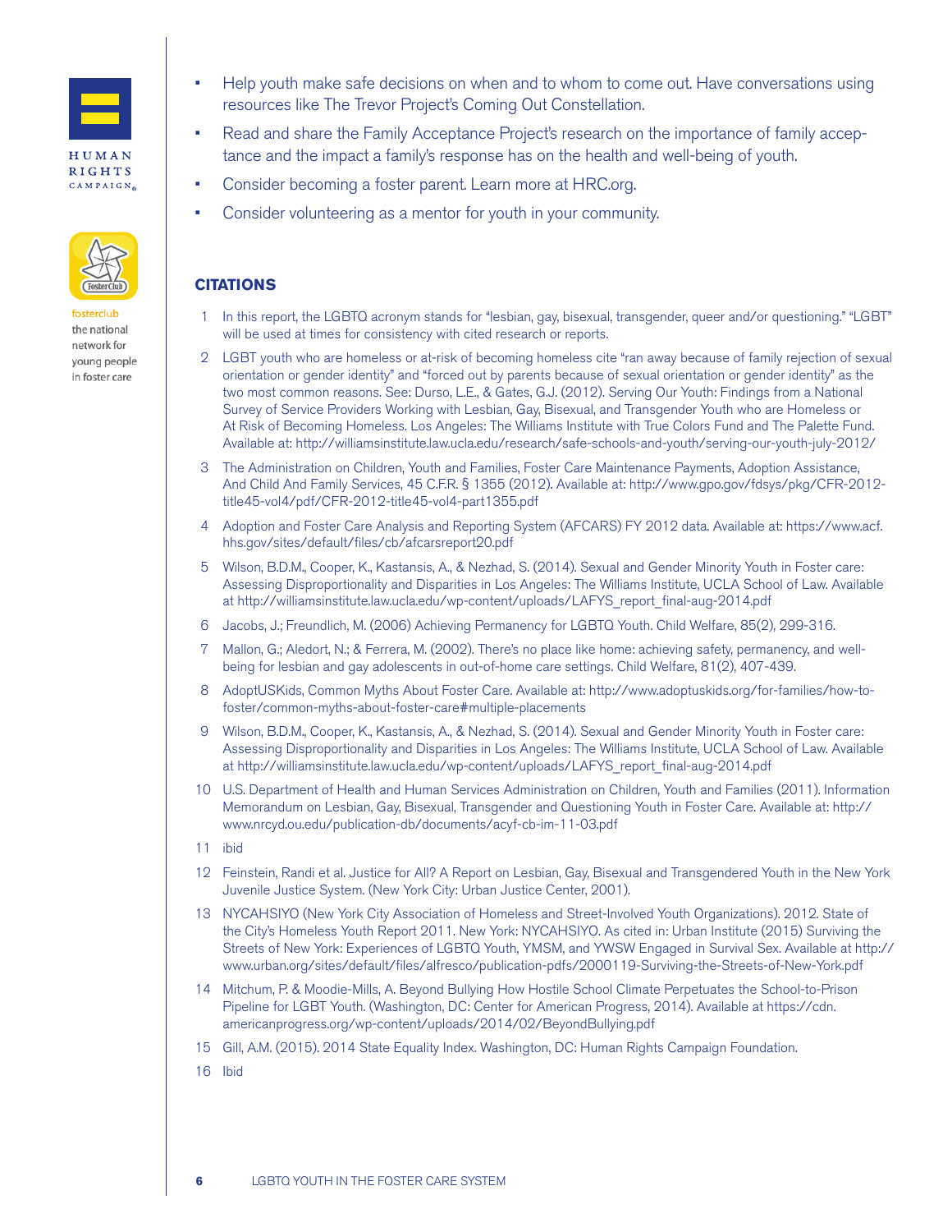- Help youth make safe decisions on when and to whom to come out. Have conversations using resources like The Trevor Project's Coming Out Constellation.
- Read and share the Family Acceptance Project's research on the importance of family acceptance and the impact a family's response has on the health and well-being of youth.
- Consider becoming a foster parent. Learn more at HRC.org.
- Consider volunteering as a mentor for youth in your community.

## CITATIONS

1. In this report, the LGBTQ acronym stands for "lesbian, gay, bisexual, transgender, queer and/or questioning." "LGBT" will be used at times for consistency with cited research or reports.
2. LGBT youth who are homeless or at-risk of becoming homeless cite "ran away because of family rejection of sexual orientation or gender identity" and "forced out by parents because of sexual orientation or gender identity" as the two most common reasons. See: Durso, L.E., & Gates, G.J. (2012). Serving Our Youth: Findings from a National Survey of Service Providers Working with Lesbian, Gay, Bisexual, and Transgender Youth who are Homeless or At Risk of Becoming Homeless. Los Angeles: The Williams Institute with True Colors Fund and The Palette Fund. Available at: http://williamsinstitute.law.ucla.edu/research/safe-schools-and-youth/serving-our-youth-july-2012/
3. The Administration on Children, Youth and Families, Foster Care Maintenance Payments, Adoption Assistance, And Child And Family Services, 45 C.F.R. § 1355 (2012). Available at: http://www.gpo.gov/fdsys/pkg/CFR-2012-title45-vol4/pdf/CFR-2012-title45-vol4-part1355.pdf
4. Adoption and Foster Care Analysis and Reporting System (AFCARS) FY 2012 data. Available at: https://www.acf.hhs.gov/sites/default/files/cb/afcarsreport20.pdf
5. Wilson, B.D.M., Cooper, K., Kastansis, A., & Nezhad, S. (2014). Sexual and Gender Minority Youth in Foster care: Assessing Disproportionality and Disparities in Los Angeles: The Williams Institute, UCLA School of Law. Available at http://williamsinstitute.law.ucla.edu/wp-content/uploads/LAFYS_report_final-aug-2014.pdf
6. Jacobs, J.; Freundlich, M. (2006) Achieving Permanency for LGBTQ Youth. Child Welfare, 85(2), 299-316.
7. Mallon, G.; Aledort, N.; & Ferrera, M. (2002). There's no place like home: achieving safety, permanency, and well-being for lesbian and gay adolescents in out-of-home care settings. Child Welfare, 81(2), 407-439.
8. AdoptUSKids, Common Myths About Foster Care. Available at: http://www.adoptuskids.org/for-families/how-to-foster/common-myths-about-foster-care#multiple-placements
9. Wilson, B.D.M., Cooper, K., Kastansis, A., & Nezhad, S. (2014). Sexual and Gender Minority Youth in Foster care: Assessing Disproportionality and Disparities in Los Angeles: The Williams Institute, UCLA School of Law. Available at http://williamsinstitute.law.ucla.edu/wp-content/uploads/LAFYS_report_final-aug-2014.pdf
10. U.S. Department of Health and Human Services Administration on Children, Youth and Families (2011). Information Memorandum on Lesbian, Gay, Bisexual, Transgender and Questioning Youth in Foster Care. Available at: http://www.nrcyd.ou.edu/publication-db/documents/acyf-cb-im-11-03.pdf
11. ibid
12. Feinstein, Randi et al. Justice for All? A Report on Lesbian, Gay, Bisexual and Transgendered Youth in the New York Juvenile Justice System. (New York City: Urban Justice Center, 2001).
13. NYCAHSIYO (New York City Association of Homeless and Street-Involved Youth Organizations). 2012. State of the City's Homeless Youth Report 2011. New York: NYCAHSIYO. As cited in: Urban Institute (2015) Surviving the Streets of New York: Experiences of LGBTQ Youth, YMSM, and YWSW Engaged in Survival Sex. Available at http://www.urban.org/sites/default/files/alfresco/publication-pdfs/2000119-Surviving-the-Streets-of-New-York.pdf
14. Mitchum, P. & Moodie-Mills, A. Beyond Bullying How Hostile School Climate Perpetuates the School-to-Prison Pipeline for LGBT Youth. (Washington, DC: Center for American Progress, 2014). Available at https://cdn.americanprogress.org/wp-content/uploads/2014/02/BeyondBullying.pdf
15. Gill, A.M. (2015). 2014 State Equality Index. Washington, DC: Human Rights Campaign Foundation.
16. Ibid